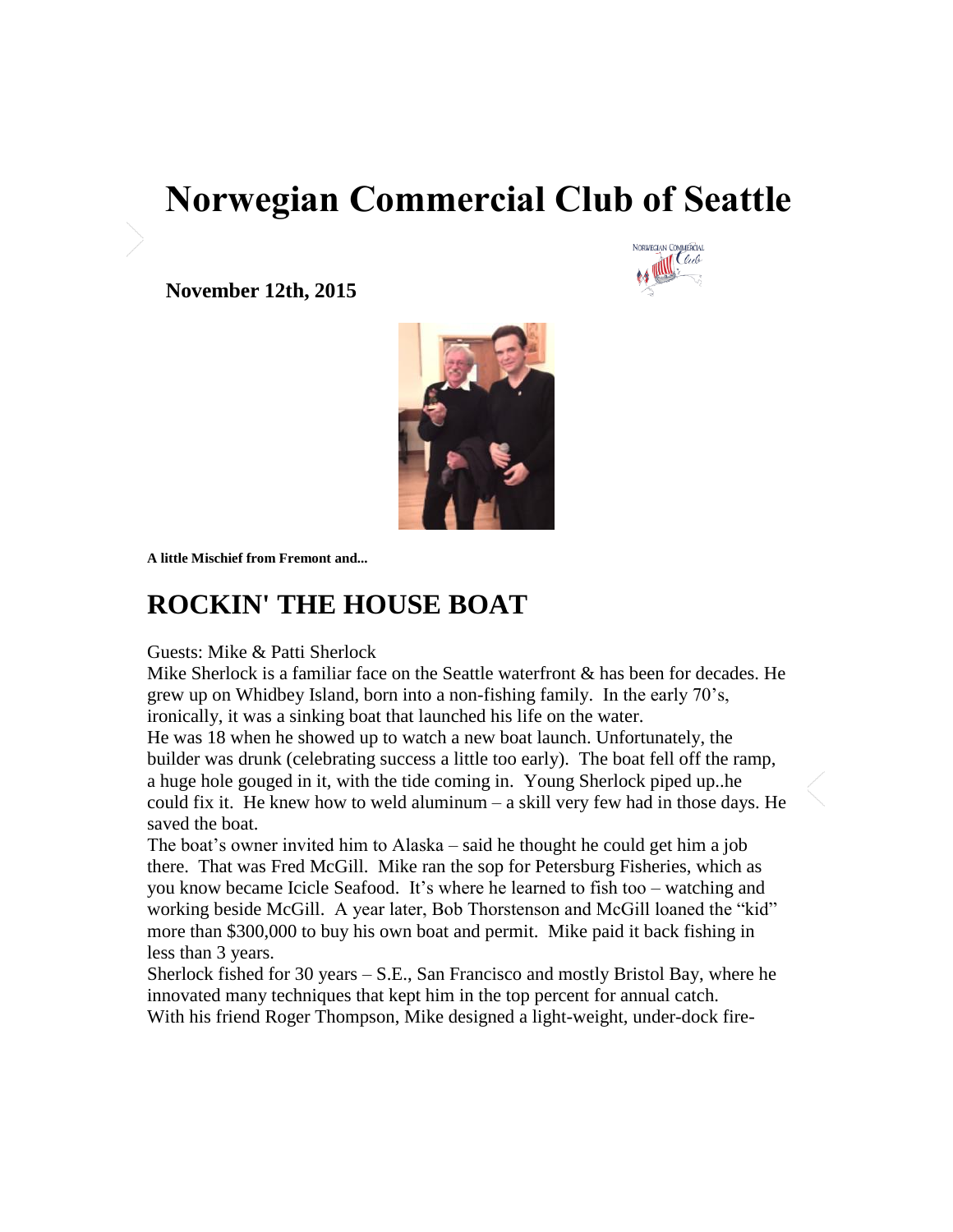# Norwegian Commercial Club of Seattle

**November 12th, 2015**

**A little Mischief from Fremont and...**

## ROCKIN' THE HOUSE BOAT

Guests: Mike & Patti Sherlock

Mike Sherlock is a familiar face on the Seattle waterfront & has been for decades. He grew up on Whidbey Island, born into a non-fishing family. In the early 70's, ironically, it was a sinking boat that launched his life on the water.

He was 18 when he showed up to watch a new boat launch. Unfortunately, the builder was drunk (celebrating success a little too early). The boat fell off the ramp, a huge hole gouged in it, with the tide coming in. Young Sherlock piped up..he could fix it. He knew how to weld aluminum – a skill very few had in those days. He saved the boat.

The boat's owner invited him to Alaska – said he thought he could get him a job there. That was Fred McGill. Mike ran the sop for Petersburg Fisheries, which as you know became Icicle Seafood. It's where he learned to fish too – watching and working beside McGill. A year later, Bob Thorstenson and McGill loaned the "kid" more than $300,000 to buy his own boat and permit. Mike paid it back fishing in less than 3 years.

Sherlock fished for 30 years – S.E., San Francisco and mostly Bristol Bay, where he innovated many techniques that kept him in the top percent for annual catch.

With his friend Roger Thompson, Mike designed a light-weight, under-dock fire-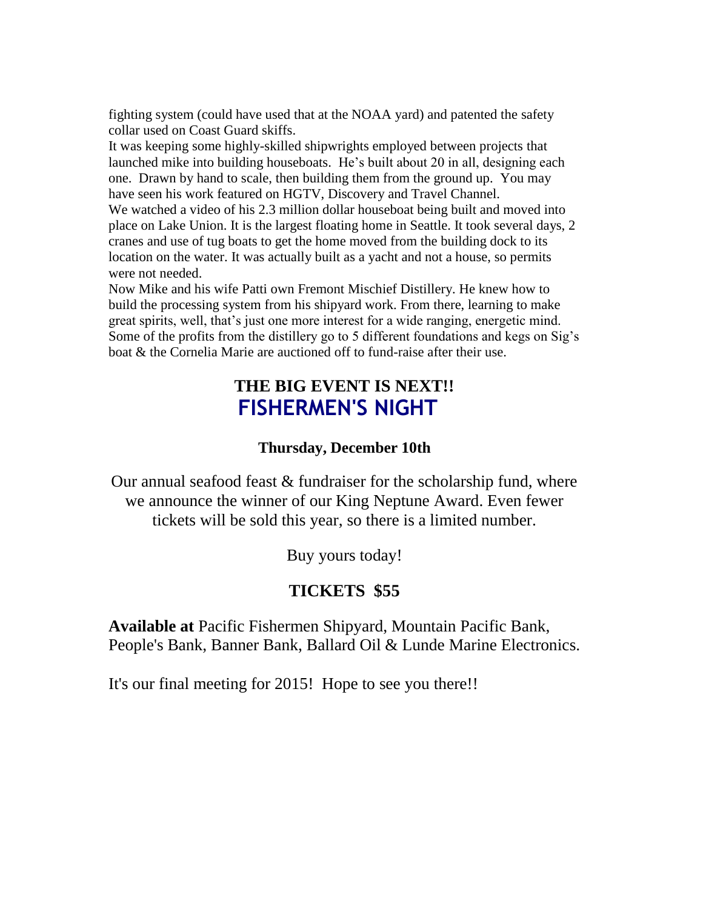fighting system (could have used that at the NOAA yard) and patented the safety collar used on Coast Guard skiffs.

It was keeping some highly-skilled shipwrights employed between projects that launched mike into building houseboats. He's built about 20 in all, designing each one. Drawn by hand to scale, then building them from the ground up. You may have seen his work featured on HGTV, Discovery and Travel Channel.

We watched a video of his 2.3 million dollar houseboat being built and moved into place on Lake Union. It is the largest floating home in Seattle. It took several days, 2 cranes and use of tug boats to get the home moved from the building dock to its location on the water. It was actually built as a yacht and not a house, so permits were not needed.

Now Mike and his wife Patti own Fremont Mischief Distillery. He knew how to build the processing system from his shipyard work. From there, learning to make great spirits, well, that's just one more interest for a wide ranging, energetic mind. Some of the profits from the distillery go to 5 different foundations and kegs on Sig's boat & the Cornelia Marie are auctioned off to fund-raise after their use.

## THE BIG EVENT IS NEXT!!

## FISHERMEN'S NIGHT

**Thursday, December 10th**

Our annual seafood feast & fundraiser for the scholarship fund, where we announce the winner of our King Neptune Award. Even fewer tickets will be sold this year, so there is a limited number.

Buy yours today!

**TICKETS $55**

**Available at** Pacific Fishermen Shipyard, Mountain Pacific Bank, People's Bank, Banner Bank, Ballard Oil & Lunde Marine Electronics.

It's our final meeting for 2015! Hope to see you there!!